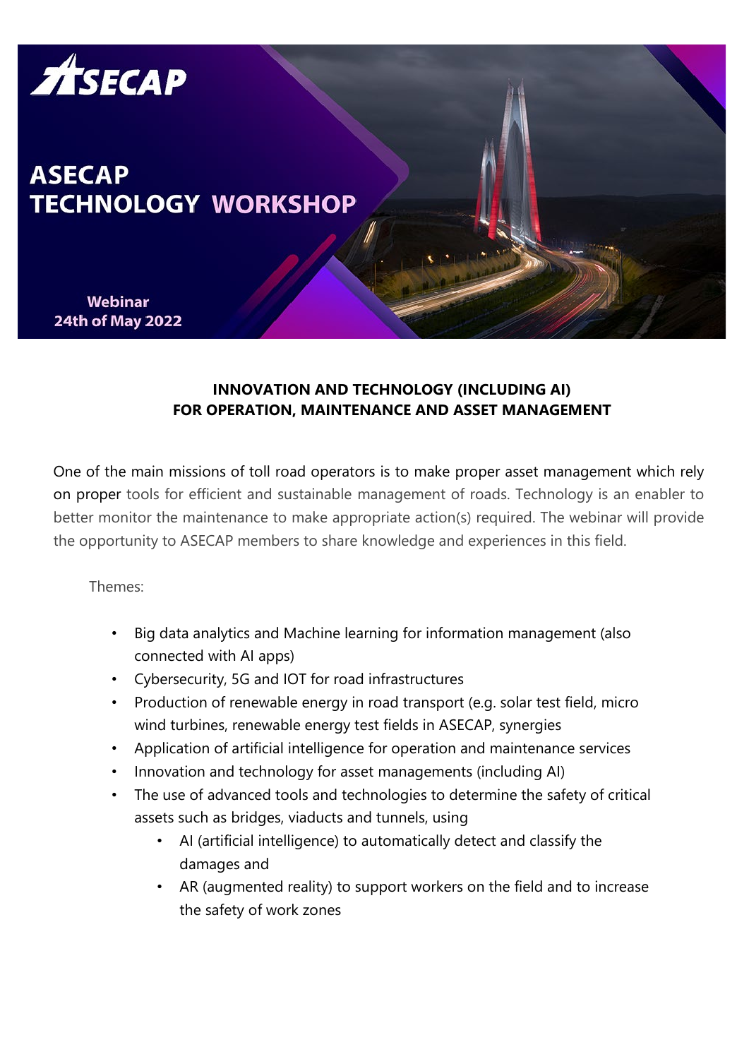# ASECAP

## ASECAP TECHNOLOGY WORKSHOP

Webinar
24th of May 2022

### INNOVATION AND TECHNOLOGY (INCLUDING AI) FOR OPERATION, MAINTENANCE AND ASSET MANAGEMENT

One of the main missions of toll road operators is to make proper asset management which rely on proper tools for efficient and sustainable management of roads. Technology is an enabler to better monitor the maintenance to make appropriate action(s) required. The webinar will provide the opportunity to ASECAP members to share knowledge and experiences in this field.

Themes:

- Big data analytics and Machine learning for information management (also connected with AI apps)
- Cybersecurity, 5G and IOT for road infrastructures
- Production of renewable energy in road transport (e.g. solar test field, micro wind turbines, renewable energy test fields in ASECAP, synergies
- Application of artificial intelligence for operation and maintenance services
- Innovation and technology for asset managements (including AI)
- The use of advanced tools and technologies to determine the safety of critical assets such as bridges, viaducts and tunnels, using
  - AI (artificial intelligence) to automatically detect and classify the damages and
  - AR (augmented reality) to support workers on the field and to increase the safety of work zones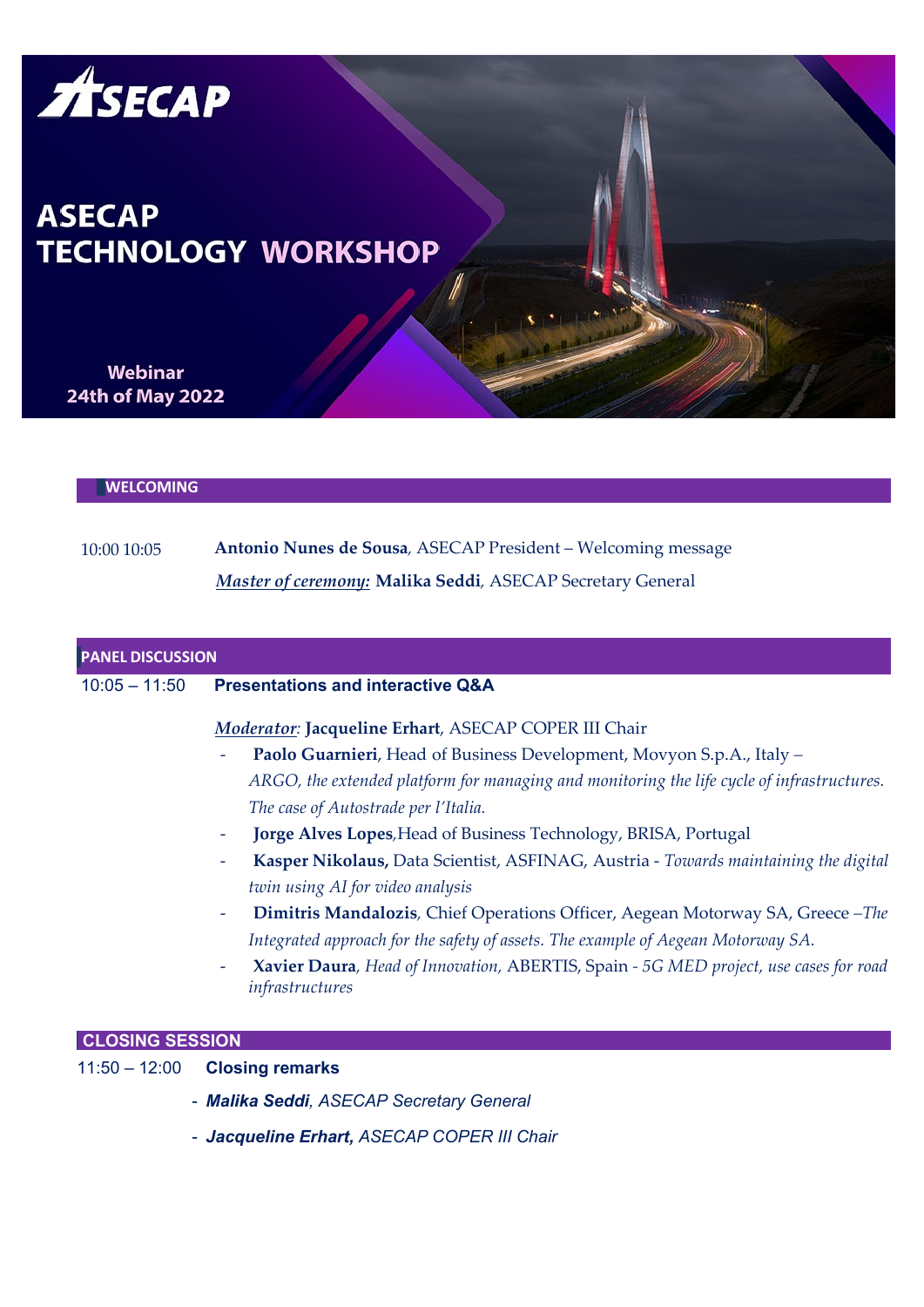# ASECAP TECHNOLOGY WORKSHOP

Webinar
24th of May 2022

## WELCOMING

10:00 10:05 **Antonio Nunes de Sousa**, ASECAP President – Welcoming message

***Master of ceremony:*** **Malika Seddi**, ASECAP Secretary General

## PANEL DISCUSSION

10:05 – 11:50 **Presentations and interactive Q&A**

*Moderator:* **Jacqueline Erhart**, ASECAP COPER III Chair

- **Paolo Guarnieri**, Head of Business Development, Movyon S.p.A., Italy – *ARGO, the extended platform for managing and monitoring the life cycle of infrastructures. The case of Autostrade per l'Italia.*
- **Jorge Alves Lopes**, Head of Business Technology, BRISA, Portugal
- **Kasper Nikolaus,** Data Scientist, ASFINAG, Austria - *Towards maintaining the digital twin using AI for video analysis*
- **Dimitris Mandalozis**, Chief Operations Officer, Aegean Motorway SA, Greece –*The Integrated approach for the safety of assets. The example of Aegean Motorway SA.*
- **Xavier Daura**, *Head of Innovation*, ABERTIS, Spain - *5G MED project, use cases for road infrastructures*

## CLOSING SESSION

11:50 – 12:00 **Closing remarks**

- ***Malika Seddi****, ASECAP Secretary General*
- ***Jacqueline Erhart, ASECAP COPER III Chair***